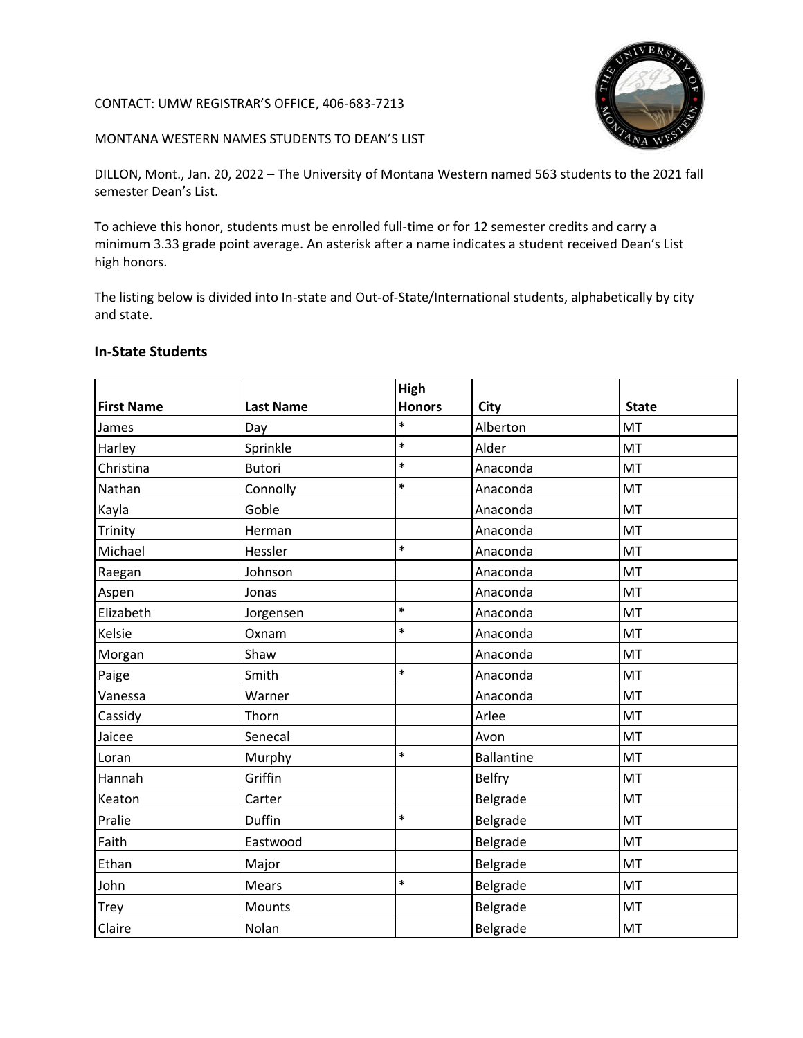CONTACT: UMW REGISTRAR'S OFFICE, 406-683-7213

MONTANA WESTERN NAMES STUDENTS TO DEAN'S LIST

DILLON, Mont., Jan. 20, 2022 – The University of Montana Western named 563 students to the 2021 fall semester Dean's List.

To achieve this honor, students must be enrolled full-time or for 12 semester credits and carry a minimum 3.33 grade point average. An asterisk after a name indicates a student received Dean's List high honors.

The listing below is divided into In-state and Out-of-State/International students, alphabetically by city and state.

## In-State Students

| First Name | Last Name | High Honors | City | State |
|---|---|---|---|---|
| James | Day | * | Alberton | MT |
| Harley | Sprinkle | * | Alder | MT |
| Christina | Butori | * | Anaconda | MT |
| Nathan | Connolly | * | Anaconda | MT |
| Kayla | Goble | | Anaconda | MT |
| Trinity | Herman | | Anaconda | MT |
| Michael | Hessler | * | Anaconda | MT |
| Raegan | Johnson | | Anaconda | MT |
| Aspen | Jonas | | Anaconda | MT |
| Elizabeth | Jorgensen | * | Anaconda | MT |
| Kelsie | Oxnam | * | Anaconda | MT |
| Morgan | Shaw | | Anaconda | MT |
| Paige | Smith | * | Anaconda | MT |
| Vanessa | Warner | | Anaconda | MT |
| Cassidy | Thorn | | Arlee | MT |
| Jaicee | Senecal | | Avon | MT |
| Loran | Murphy | * | Ballantine | MT |
| Hannah | Griffin | | Belfry | MT |
| Keaton | Carter | | Belgrade | MT |
| Pralie | Duffin | * | Belgrade | MT |
| Faith | Eastwood | | Belgrade | MT |
| Ethan | Major | | Belgrade | MT |
| John | Mears | * | Belgrade | MT |
| Trey | Mounts | | Belgrade | MT |
| Claire | Nolan | | Belgrade | MT |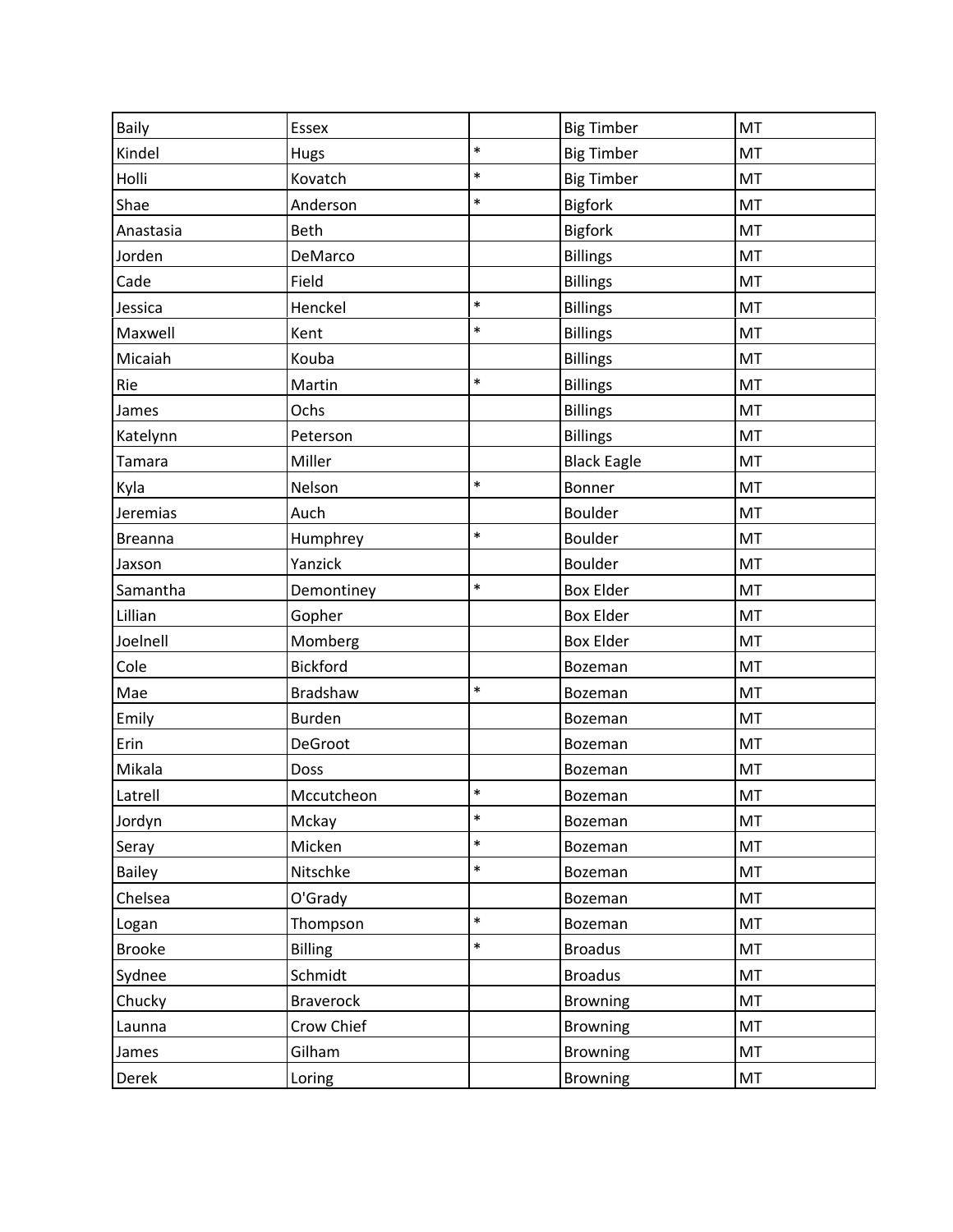| | | | | |
|---|---|---|---|---|
| Baily | Essex | | Big Timber | MT |
| Kindel | Hugs | * | Big Timber | MT |
| Holli | Kovatch | * | Big Timber | MT |
| Shae | Anderson | * | Bigfork | MT |
| Anastasia | Beth | | Bigfork | MT |
| Jorden | DeMarco | | Billings | MT |
| Cade | Field | | Billings | MT |
| Jessica | Henckel | * | Billings | MT |
| Maxwell | Kent | * | Billings | MT |
| Micaiah | Kouba | | Billings | MT |
| Rie | Martin | * | Billings | MT |
| James | Ochs | | Billings | MT |
| Katelynn | Peterson | | Billings | MT |
| Tamara | Miller | | Black Eagle | MT |
| Kyla | Nelson | * | Bonner | MT |
| Jeremias | Auch | | Boulder | MT |
| Breanna | Humphrey | * | Boulder | MT |
| Jaxson | Yanzick | | Boulder | MT |
| Samantha | Demontiney | * | Box Elder | MT |
| Lillian | Gopher | | Box Elder | MT |
| Joelnell | Momberg | | Box Elder | MT |
| Cole | Bickford | | Bozeman | MT |
| Mae | Bradshaw | * | Bozeman | MT |
| Emily | Burden | | Bozeman | MT |
| Erin | DeGroot | | Bozeman | MT |
| Mikala | Doss | | Bozeman | MT |
| Latrell | Mccutcheon | * | Bozeman | MT |
| Jordyn | Mckay | * | Bozeman | MT |
| Seray | Micken | * | Bozeman | MT |
| Bailey | Nitschke | * | Bozeman | MT |
| Chelsea | O'Grady | | Bozeman | MT |
| Logan | Thompson | * | Bozeman | MT |
| Brooke | Billing | * | Broadus | MT |
| Sydnee | Schmidt | | Broadus | MT |
| Chucky | Braverock | | Browning | MT |
| Launna | Crow Chief | | Browning | MT |
| James | Gilham | | Browning | MT |
| Derek | Loring | | Browning | MT |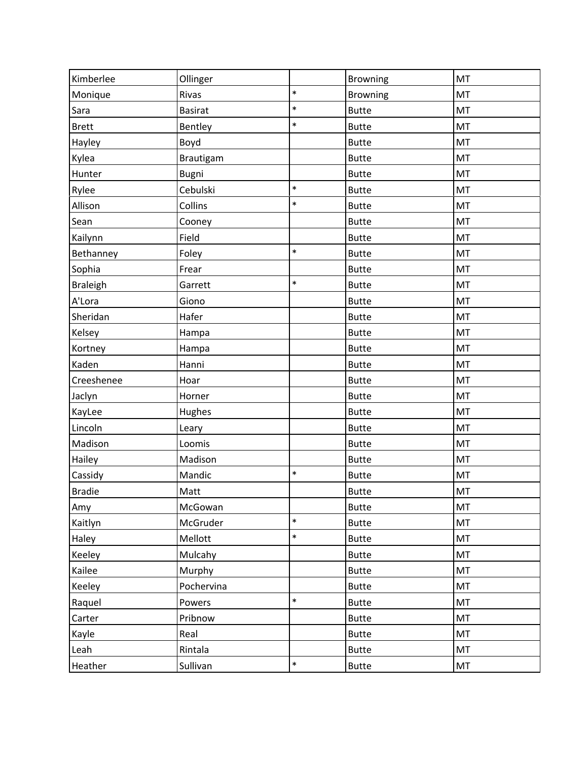| | | | | |
|---|---|---|---|---|
| Kimberlee | Ollinger | | Browning | MT |
| Monique | Rivas | * | Browning | MT |
| Sara | Basirat | * | Butte | MT |
| Brett | Bentley | * | Butte | MT |
| Hayley | Boyd | | Butte | MT |
| Kylea | Brautigam | | Butte | MT |
| Hunter | Bugni | | Butte | MT |
| Rylee | Cebulski | * | Butte | MT |
| Allison | Collins | * | Butte | MT |
| Sean | Cooney | | Butte | MT |
| Kailynn | Field | | Butte | MT |
| Bethanney | Foley | * | Butte | MT |
| Sophia | Frear | | Butte | MT |
| Braleigh | Garrett | * | Butte | MT |
| A'Lora | Giono | | Butte | MT |
| Sheridan | Hafer | | Butte | MT |
| Kelsey | Hampa | | Butte | MT |
| Kortney | Hampa | | Butte | MT |
| Kaden | Hanni | | Butte | MT |
| Creeshenee | Hoar | | Butte | MT |
| Jaclyn | Horner | | Butte | MT |
| KayLee | Hughes | | Butte | MT |
| Lincoln | Leary | | Butte | MT |
| Madison | Loomis | | Butte | MT |
| Hailey | Madison | | Butte | MT |
| Cassidy | Mandic | * | Butte | MT |
| Bradie | Matt | | Butte | MT |
| Amy | McGowan | | Butte | MT |
| Kaitlyn | McGruder | * | Butte | MT |
| Haley | Mellott | * | Butte | MT |
| Keeley | Mulcahy | | Butte | MT |
| Kailee | Murphy | | Butte | MT |
| Keeley | Pochervina | | Butte | MT |
| Raquel | Powers | * | Butte | MT |
| Carter | Pribnow | | Butte | MT |
| Kayle | Real | | Butte | MT |
| Leah | Rintala | | Butte | MT |
| Heather | Sullivan | * | Butte | MT |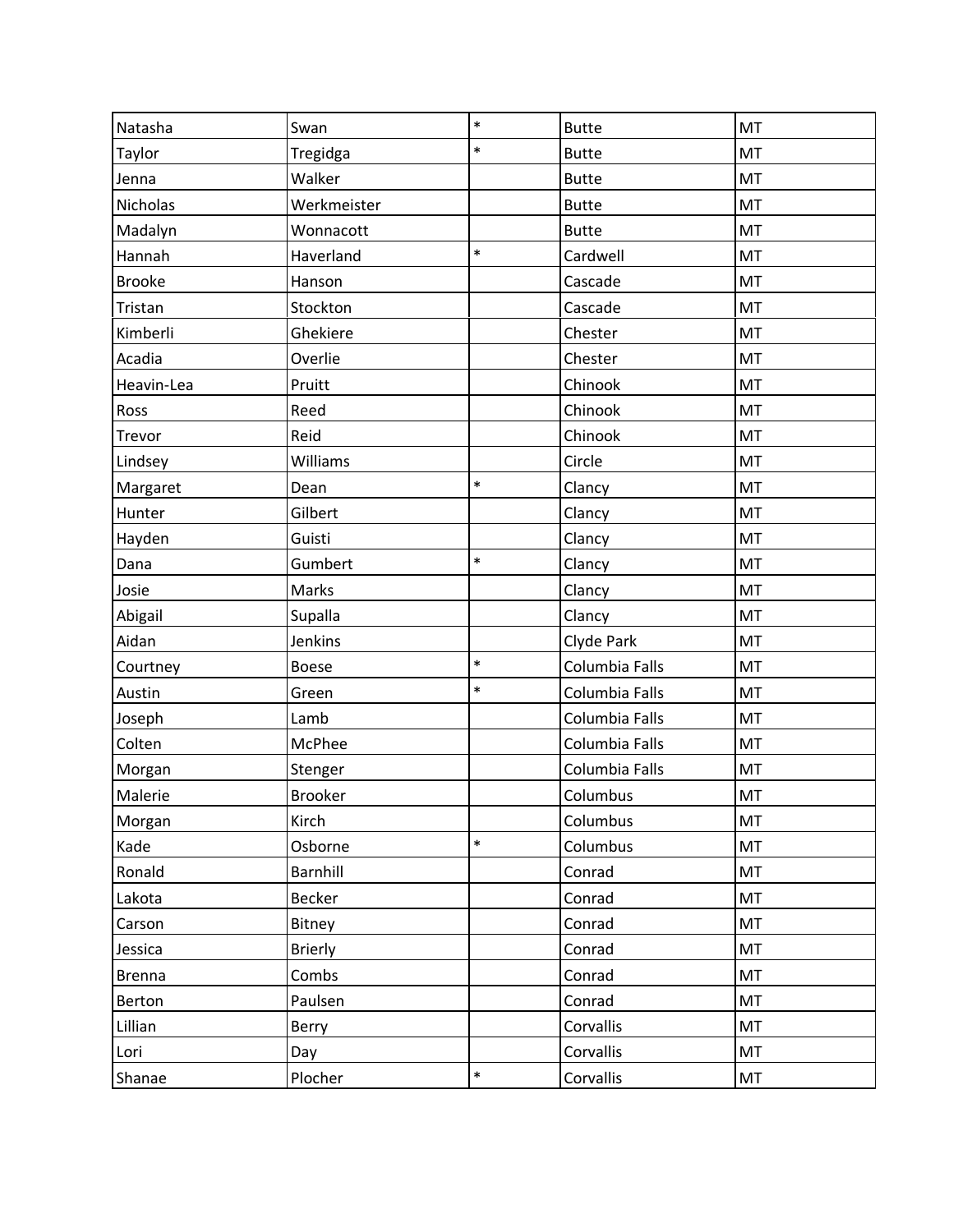| | | | | |
|---|---|---|---|---|
| Natasha | Swan | * | Butte | MT |
| Taylor | Tregidga | * | Butte | MT |
| Jenna | Walker | | Butte | MT |
| Nicholas | Werkmeister | | Butte | MT |
| Madalyn | Wonnacott | | Butte | MT |
| Hannah | Haverland | * | Cardwell | MT |
| Brooke | Hanson | | Cascade | MT |
| Tristan | Stockton | | Cascade | MT |
| Kimberli | Ghekiere | | Chester | MT |
| Acadia | Overlie | | Chester | MT |
| Heavin-Lea | Pruitt | | Chinook | MT |
| Ross | Reed | | Chinook | MT |
| Trevor | Reid | | Chinook | MT |
| Lindsey | Williams | | Circle | MT |
| Margaret | Dean | * | Clancy | MT |
| Hunter | Gilbert | | Clancy | MT |
| Hayden | Guisti | | Clancy | MT |
| Dana | Gumbert | * | Clancy | MT |
| Josie | Marks | | Clancy | MT |
| Abigail | Supalla | | Clancy | MT |
| Aidan | Jenkins | | Clyde Park | MT |
| Courtney | Boese | * | Columbia Falls | MT |
| Austin | Green | * | Columbia Falls | MT |
| Joseph | Lamb | | Columbia Falls | MT |
| Colten | McPhee | | Columbia Falls | MT |
| Morgan | Stenger | | Columbia Falls | MT |
| Malerie | Brooker | | Columbus | MT |
| Morgan | Kirch | | Columbus | MT |
| Kade | Osborne | * | Columbus | MT |
| Ronald | Barnhill | | Conrad | MT |
| Lakota | Becker | | Conrad | MT |
| Carson | Bitney | | Conrad | MT |
| Jessica | Brierly | | Conrad | MT |
| Brenna | Combs | | Conrad | MT |
| Berton | Paulsen | | Conrad | MT |
| Lillian | Berry | | Corvallis | MT |
| Lori | Day | | Corvallis | MT |
| Shanae | Plocher | * | Corvallis | MT |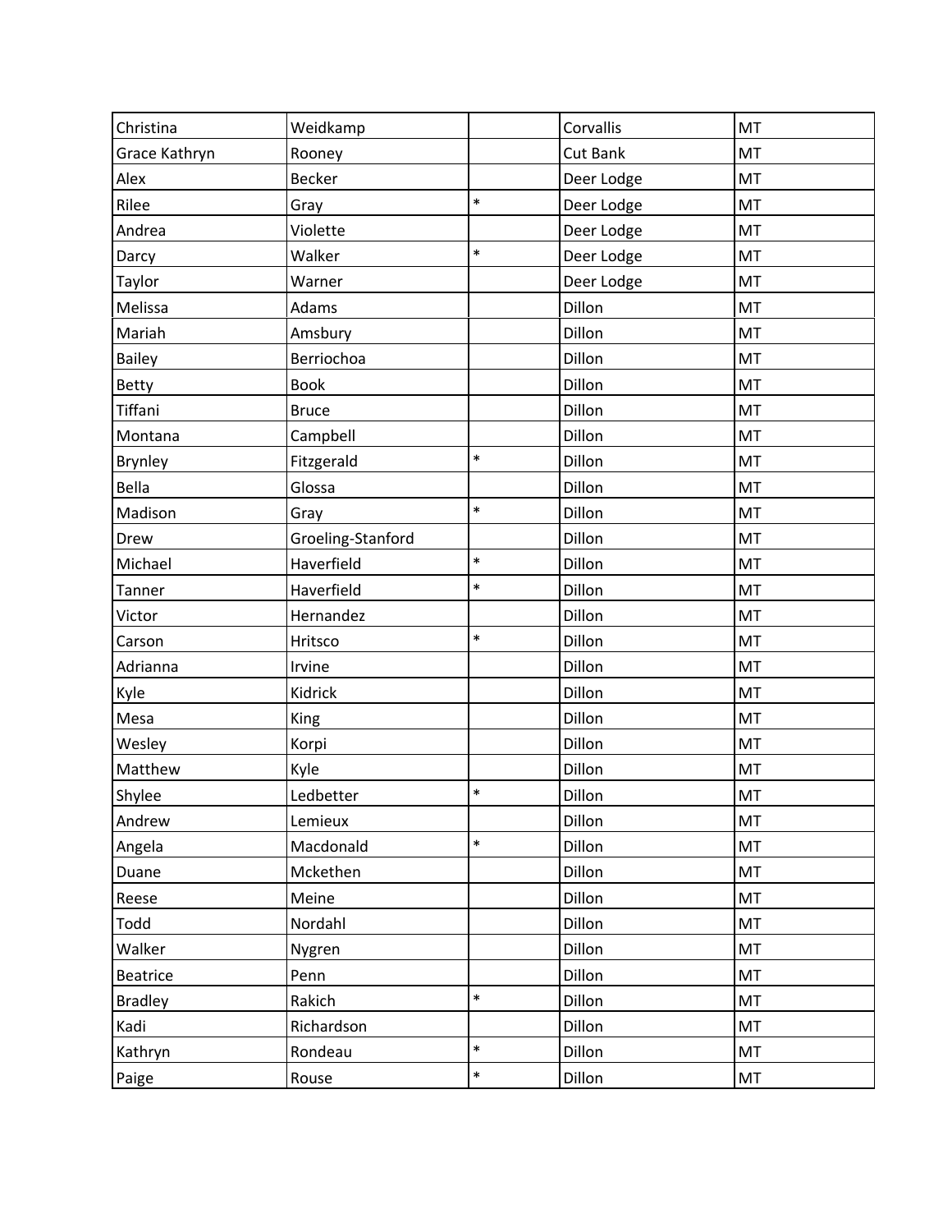| | | | | |
|---|---|---|---|---|
| Christina | Weidkamp | | Corvallis | MT |
| Grace Kathryn | Rooney | | Cut Bank | MT |
| Alex | Becker | | Deer Lodge | MT |
| Rilee | Gray | * | Deer Lodge | MT |
| Andrea | Violette | | Deer Lodge | MT |
| Darcy | Walker | * | Deer Lodge | MT |
| Taylor | Warner | | Deer Lodge | MT |
| Melissa | Adams | | Dillon | MT |
| Mariah | Amsbury | | Dillon | MT |
| Bailey | Berriochoa | | Dillon | MT |
| Betty | Book | | Dillon | MT |
| Tiffani | Bruce | | Dillon | MT |
| Montana | Campbell | | Dillon | MT |
| Brynley | Fitzgerald | * | Dillon | MT |
| Bella | Glossa | | Dillon | MT |
| Madison | Gray | * | Dillon | MT |
| Drew | Groeling-Stanford | | Dillon | MT |
| Michael | Haverfield | * | Dillon | MT |
| Tanner | Haverfield | * | Dillon | MT |
| Victor | Hernandez | | Dillon | MT |
| Carson | Hritsco | * | Dillon | MT |
| Adrianna | Irvine | | Dillon | MT |
| Kyle | Kidrick | | Dillon | MT |
| Mesa | King | | Dillon | MT |
| Wesley | Korpi | | Dillon | MT |
| Matthew | Kyle | | Dillon | MT |
| Shylee | Ledbetter | * | Dillon | MT |
| Andrew | Lemieux | | Dillon | MT |
| Angela | Macdonald | * | Dillon | MT |
| Duane | Mckethen | | Dillon | MT |
| Reese | Meine | | Dillon | MT |
| Todd | Nordahl | | Dillon | MT |
| Walker | Nygren | | Dillon | MT |
| Beatrice | Penn | | Dillon | MT |
| Bradley | Rakich | * | Dillon | MT |
| Kadi | Richardson | | Dillon | MT |
| Kathryn | Rondeau | * | Dillon | MT |
| Paige | Rouse | * | Dillon | MT |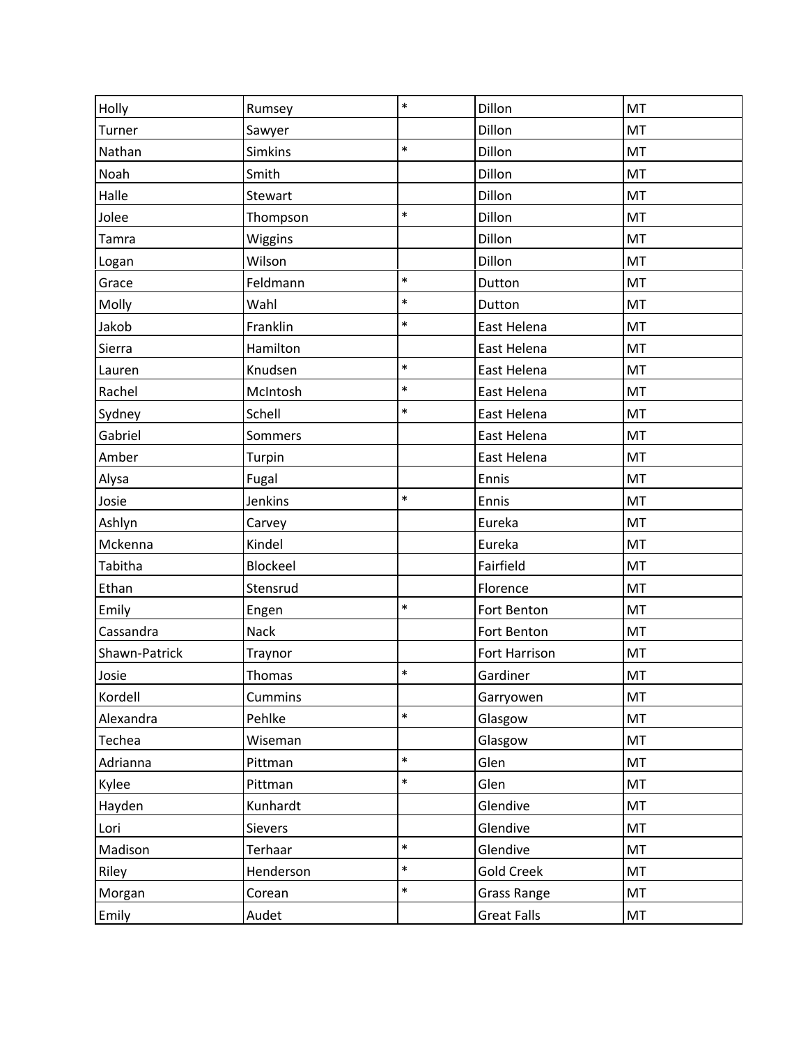| Holly | Rumsey | * | Dillon | MT |
|---|---|---|---|---|
| Turner | Sawyer | | Dillon | MT |
| Nathan | Simkins | * | Dillon | MT |
| Noah | Smith | | Dillon | MT |
| Halle | Stewart | | Dillon | MT |
| Jolee | Thompson | * | Dillon | MT |
| Tamra | Wiggins | | Dillon | MT |
| Logan | Wilson | | Dillon | MT |
| Grace | Feldmann | * | Dutton | MT |
| Molly | Wahl | * | Dutton | MT |
| Jakob | Franklin | * | East Helena | MT |
| Sierra | Hamilton | | East Helena | MT |
| Lauren | Knudsen | * | East Helena | MT |
| Rachel | McIntosh | * | East Helena | MT |
| Sydney | Schell | * | East Helena | MT |
| Gabriel | Sommers | | East Helena | MT |
| Amber | Turpin | | East Helena | MT |
| Alysa | Fugal | | Ennis | MT |
| Josie | Jenkins | * | Ennis | MT |
| Ashlyn | Carvey | | Eureka | MT |
| Mckenna | Kindel | | Eureka | MT |
| Tabitha | Blockeel | | Fairfield | MT |
| Ethan | Stensrud | | Florence | MT |
| Emily | Engen | * | Fort Benton | MT |
| Cassandra | Nack | | Fort Benton | MT |
| Shawn-Patrick | Traynor | | Fort Harrison | MT |
| Josie | Thomas | * | Gardiner | MT |
| Kordell | Cummins | | Garryowen | MT |
| Alexandra | Pehlke | * | Glasgow | MT |
| Techea | Wiseman | | Glasgow | MT |
| Adrianna | Pittman | * | Glen | MT |
| Kylee | Pittman | * | Glen | MT |
| Hayden | Kunhardt | | Glendive | MT |
| Lori | Sievers | | Glendive | MT |
| Madison | Terhaar | * | Glendive | MT |
| Riley | Henderson | * | Gold Creek | MT |
| Morgan | Corean | * | Grass Range | MT |
| Emily | Audet | | Great Falls | MT |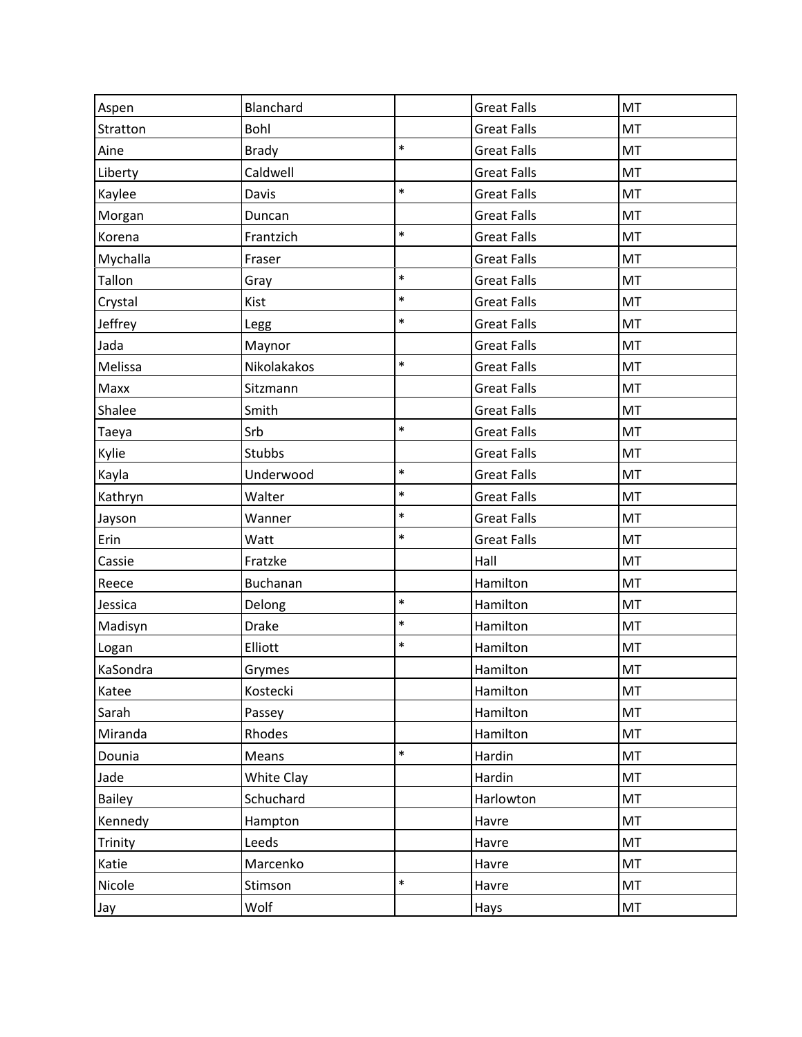| | | | | |
|---|---|---|---|---|
| Aspen | Blanchard | | Great Falls | MT |
| Stratton | Bohl | | Great Falls | MT |
| Aine | Brady | * | Great Falls | MT |
| Liberty | Caldwell | | Great Falls | MT |
| Kaylee | Davis | * | Great Falls | MT |
| Morgan | Duncan | | Great Falls | MT |
| Korena | Frantzich | * | Great Falls | MT |
| Mychalla | Fraser | | Great Falls | MT |
| Tallon | Gray | * | Great Falls | MT |
| Crystal | Kist | * | Great Falls | MT |
| Jeffrey | Legg | * | Great Falls | MT |
| Jada | Maynor | | Great Falls | MT |
| Melissa | Nikolakakos | * | Great Falls | MT |
| Maxx | Sitzmann | | Great Falls | MT |
| Shalee | Smith | | Great Falls | MT |
| Taeya | Srb | * | Great Falls | MT |
| Kylie | Stubbs | | Great Falls | MT |
| Kayla | Underwood | * | Great Falls | MT |
| Kathryn | Walter | * | Great Falls | MT |
| Jayson | Wanner | * | Great Falls | MT |
| Erin | Watt | * | Great Falls | MT |
| Cassie | Fratzke | | Hall | MT |
| Reece | Buchanan | | Hamilton | MT |
| Jessica | Delong | * | Hamilton | MT |
| Madisyn | Drake | * | Hamilton | MT |
| Logan | Elliott | * | Hamilton | MT |
| KaSondra | Grymes | | Hamilton | MT |
| Katee | Kostecki | | Hamilton | MT |
| Sarah | Passey | | Hamilton | MT |
| Miranda | Rhodes | | Hamilton | MT |
| Dounia | Means | * | Hardin | MT |
| Jade | White Clay | | Hardin | MT |
| Bailey | Schuchard | | Harlowton | MT |
| Kennedy | Hampton | | Havre | MT |
| Trinity | Leeds | | Havre | MT |
| Katie | Marcenko | | Havre | MT |
| Nicole | Stimson | * | Havre | MT |
| Jay | Wolf | | Hays | MT |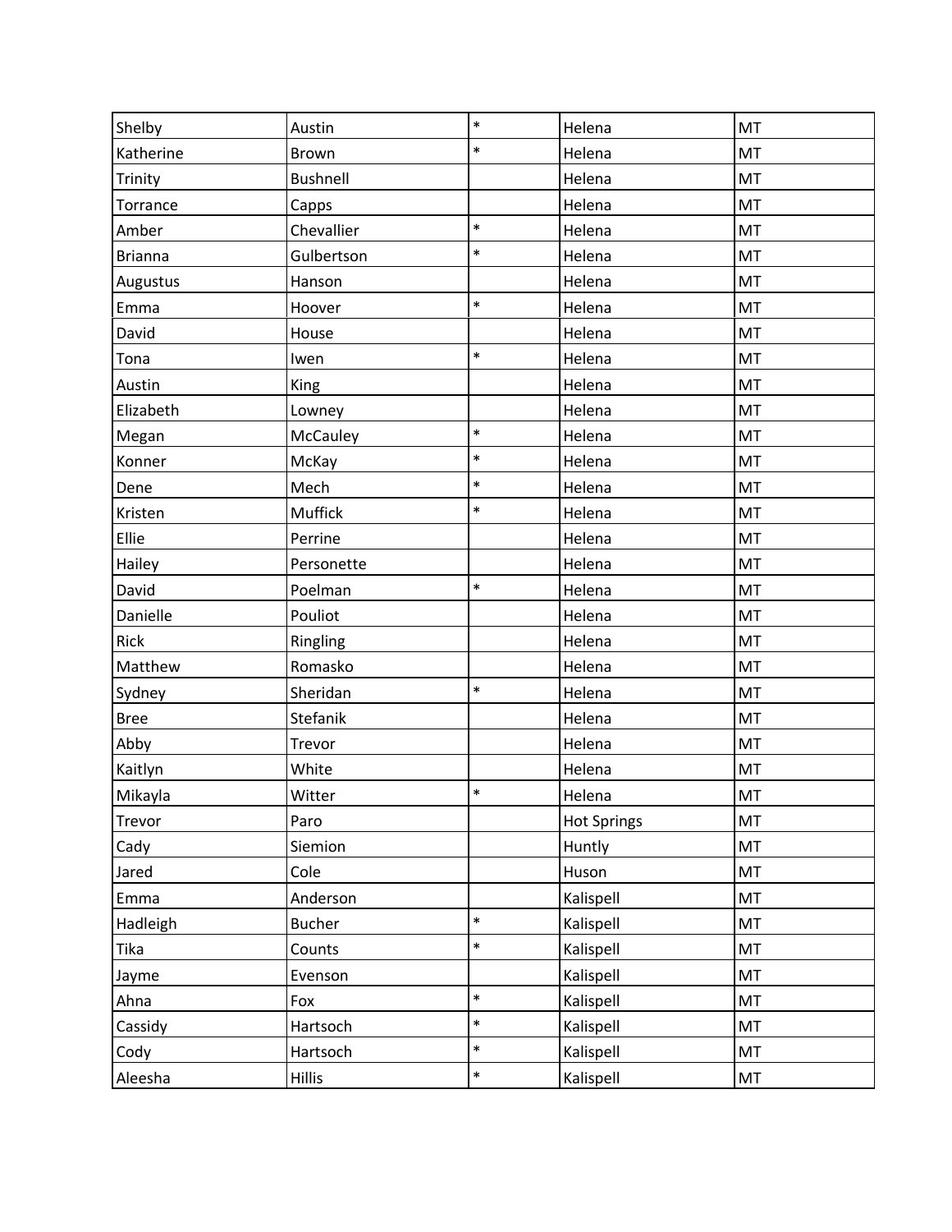| | | | | |
|---|---|---|---|---|
| Shelby | Austin | * | Helena | MT |
| Katherine | Brown | * | Helena | MT |
| Trinity | Bushnell | | Helena | MT |
| Torrance | Capps | | Helena | MT |
| Amber | Chevallier | * | Helena | MT |
| Brianna | Gulbertson | * | Helena | MT |
| Augustus | Hanson | | Helena | MT |
| Emma | Hoover | * | Helena | MT |
| David | House | | Helena | MT |
| Tona | Iwen | * | Helena | MT |
| Austin | King | | Helena | MT |
| Elizabeth | Lowney | | Helena | MT |
| Megan | McCauley | * | Helena | MT |
| Konner | McKay | * | Helena | MT |
| Dene | Mech | * | Helena | MT |
| Kristen | Muffick | * | Helena | MT |
| Ellie | Perrine | | Helena | MT |
| Hailey | Personette | | Helena | MT |
| David | Poelman | * | Helena | MT |
| Danielle | Pouliot | | Helena | MT |
| Rick | Ringling | | Helena | MT |
| Matthew | Romasko | | Helena | MT |
| Sydney | Sheridan | * | Helena | MT |
| Bree | Stefanik | | Helena | MT |
| Abby | Trevor | | Helena | MT |
| Kaitlyn | White | | Helena | MT |
| Mikayla | Witter | * | Helena | MT |
| Trevor | Paro | | Hot Springs | MT |
| Cady | Siemion | | Huntly | MT |
| Jared | Cole | | Huson | MT |
| Emma | Anderson | | Kalispell | MT |
| Hadleigh | Bucher | * | Kalispell | MT |
| Tika | Counts | * | Kalispell | MT |
| Jayme | Evenson | | Kalispell | MT |
| Ahna | Fox | * | Kalispell | MT |
| Cassidy | Hartsoch | * | Kalispell | MT |
| Cody | Hartsoch | * | Kalispell | MT |
| Aleesha | Hillis | * | Kalispell | MT |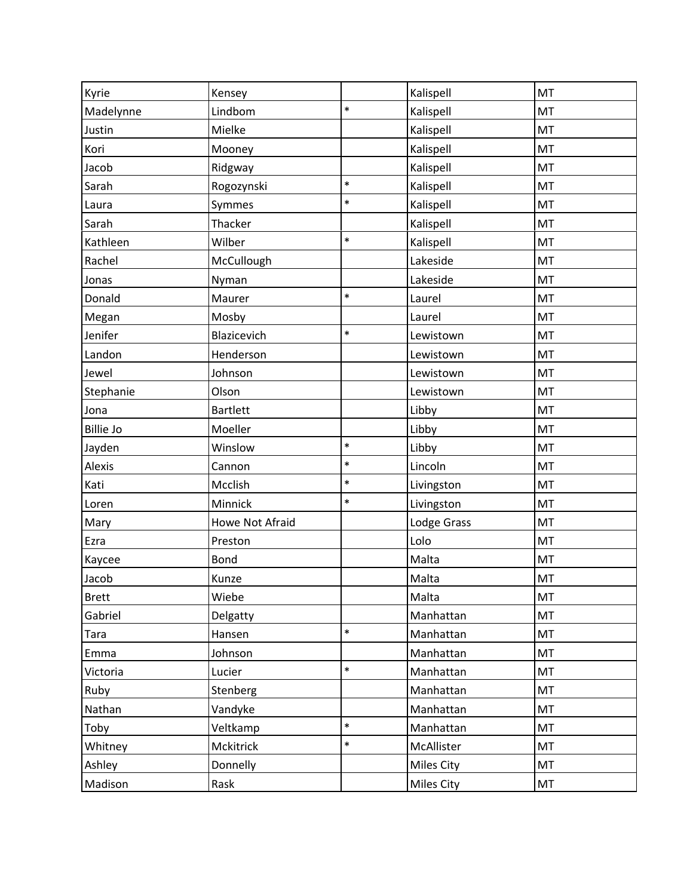| | | | | |
|---|---|---|---|---|
| Kyrie | Kensey | | Kalispell | MT |
| Madelynne | Lindbom | * | Kalispell | MT |
| Justin | Mielke | | Kalispell | MT |
| Kori | Mooney | | Kalispell | MT |
| Jacob | Ridgway | | Kalispell | MT |
| Sarah | Rogozynski | * | Kalispell | MT |
| Laura | Symmes | * | Kalispell | MT |
| Sarah | Thacker | | Kalispell | MT |
| Kathleen | Wilber | * | Kalispell | MT |
| Rachel | McCullough | | Lakeside | MT |
| Jonas | Nyman | | Lakeside | MT |
| Donald | Maurer | * | Laurel | MT |
| Megan | Mosby | | Laurel | MT |
| Jenifer | Blazicevich | * | Lewistown | MT |
| Landon | Henderson | | Lewistown | MT |
| Jewel | Johnson | | Lewistown | MT |
| Stephanie | Olson | | Lewistown | MT |
| Jona | Bartlett | | Libby | MT |
| Billie Jo | Moeller | | Libby | MT |
| Jayden | Winslow | * | Libby | MT |
| Alexis | Cannon | * | Lincoln | MT |
| Kati | Mcclish | * | Livingston | MT |
| Loren | Minnick | * | Livingston | MT |
| Mary | Howe Not Afraid | | Lodge Grass | MT |
| Ezra | Preston | | Lolo | MT |
| Kaycee | Bond | | Malta | MT |
| Jacob | Kunze | | Malta | MT |
| Brett | Wiebe | | Malta | MT |
| Gabriel | Delgatty | | Manhattan | MT |
| Tara | Hansen | * | Manhattan | MT |
| Emma | Johnson | | Manhattan | MT |
| Victoria | Lucier | * | Manhattan | MT |
| Ruby | Stenberg | | Manhattan | MT |
| Nathan | Vandyke | | Manhattan | MT |
| Toby | Veltkamp | * | Manhattan | MT |
| Whitney | Mckitrick | * | McAllister | MT |
| Ashley | Donnelly | | Miles City | MT |
| Madison | Rask | | Miles City | MT |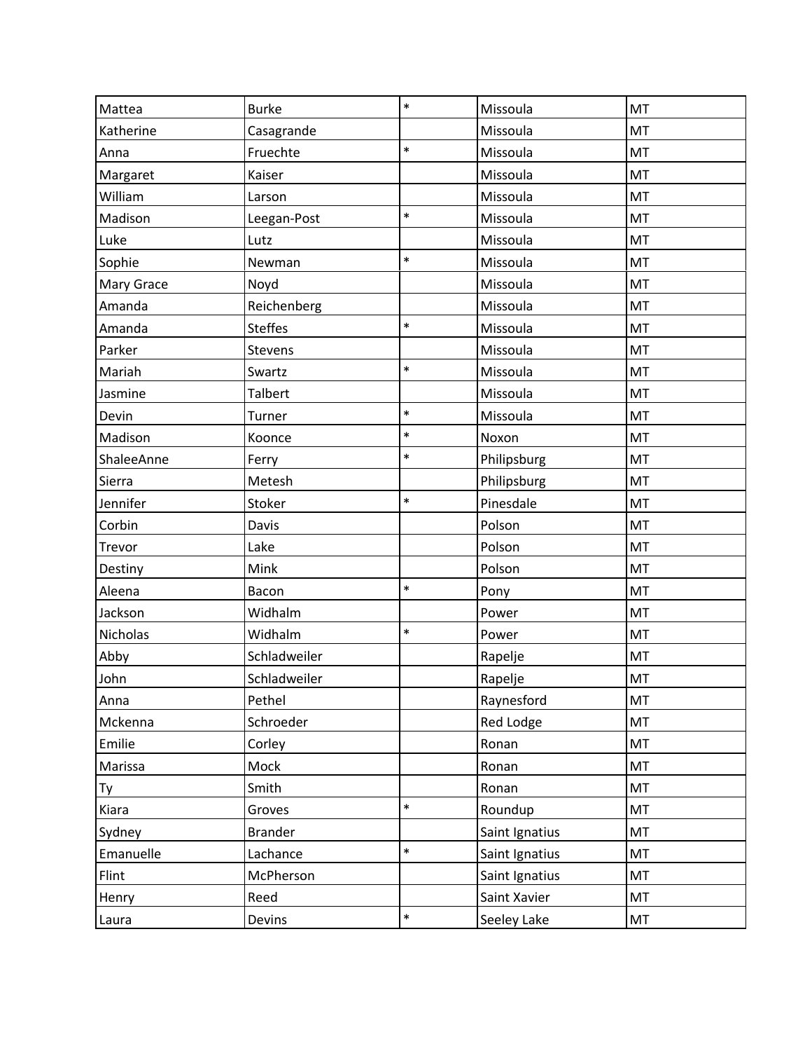| | | | | |
|---|---|---|---|---|
| Mattea | Burke | * | Missoula | MT |
| Katherine | Casagrande | | Missoula | MT |
| Anna | Fruechte | * | Missoula | MT |
| Margaret | Kaiser | | Missoula | MT |
| William | Larson | | Missoula | MT |
| Madison | Leegan-Post | * | Missoula | MT |
| Luke | Lutz | | Missoula | MT |
| Sophie | Newman | * | Missoula | MT |
| Mary Grace | Noyd | | Missoula | MT |
| Amanda | Reichenberg | | Missoula | MT |
| Amanda | Steffes | * | Missoula | MT |
| Parker | Stevens | | Missoula | MT |
| Mariah | Swartz | * | Missoula | MT |
| Jasmine | Talbert | | Missoula | MT |
| Devin | Turner | * | Missoula | MT |
| Madison | Koonce | * | Noxon | MT |
| ShaleeAnne | Ferry | * | Philipsburg | MT |
| Sierra | Metesh | | Philipsburg | MT |
| Jennifer | Stoker | * | Pinesdale | MT |
| Corbin | Davis | | Polson | MT |
| Trevor | Lake | | Polson | MT |
| Destiny | Mink | | Polson | MT |
| Aleena | Bacon | * | Pony | MT |
| Jackson | Widhalm | | Power | MT |
| Nicholas | Widhalm | * | Power | MT |
| Abby | Schladweiler | | Rapelje | MT |
| John | Schladweiler | | Rapelje | MT |
| Anna | Pethel | | Raynesford | MT |
| Mckenna | Schroeder | | Red Lodge | MT |
| Emilie | Corley | | Ronan | MT |
| Marissa | Mock | | Ronan | MT |
| Ty | Smith | | Ronan | MT |
| Kiara | Groves | * | Roundup | MT |
| Sydney | Brander | | Saint Ignatius | MT |
| Emanuelle | Lachance | * | Saint Ignatius | MT |
| Flint | McPherson | | Saint Ignatius | MT |
| Henry | Reed | | Saint Xavier | MT |
| Laura | Devins | * | Seeley Lake | MT |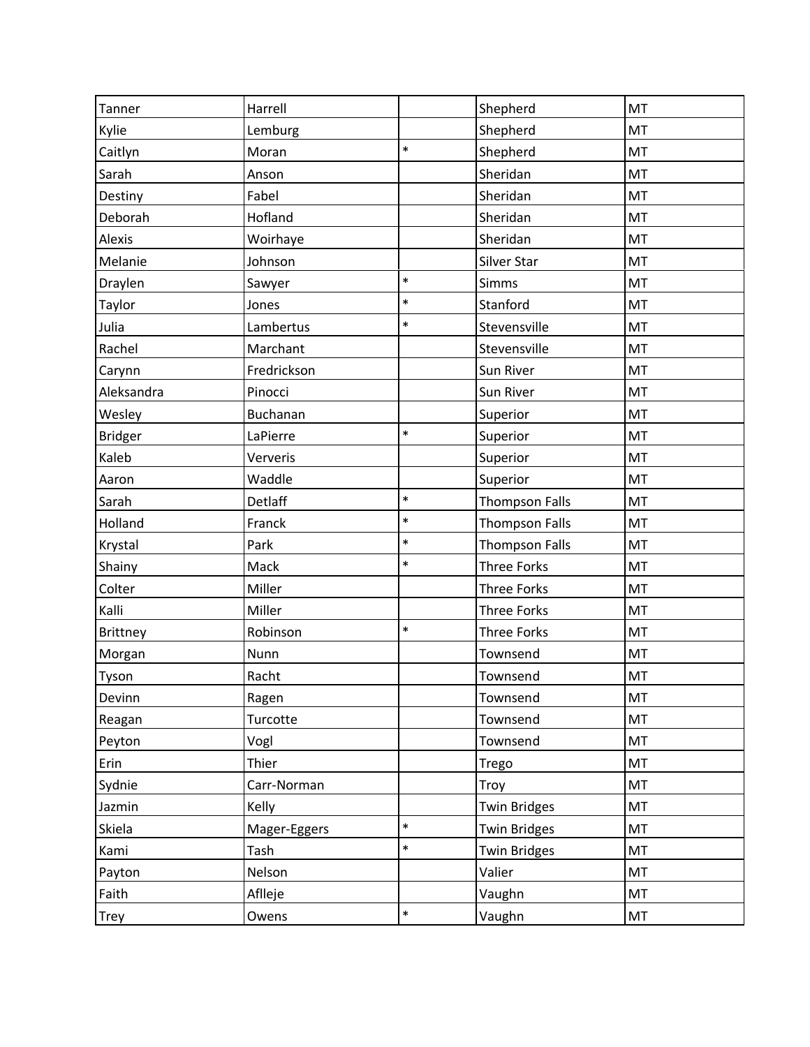| | | | | |
|---|---|---|---|---|
| Tanner | Harrell | | Shepherd | MT |
| Kylie | Lemburg | | Shepherd | MT |
| Caitlyn | Moran | * | Shepherd | MT |
| Sarah | Anson | | Sheridan | MT |
| Destiny | Fabel | | Sheridan | MT |
| Deborah | Hofland | | Sheridan | MT |
| Alexis | Woirhaye | | Sheridan | MT |
| Melanie | Johnson | | Silver Star | MT |
| Draylen | Sawyer | * | Simms | MT |
| Taylor | Jones | * | Stanford | MT |
| Julia | Lambertus | * | Stevensville | MT |
| Rachel | Marchant | | Stevensville | MT |
| Carynn | Fredrickson | | Sun River | MT |
| Aleksandra | Pinocci | | Sun River | MT |
| Wesley | Buchanan | | Superior | MT |
| Bridger | LaPierre | * | Superior | MT |
| Kaleb | Ververis | | Superior | MT |
| Aaron | Waddle | | Superior | MT |
| Sarah | Detlaff | * | Thompson Falls | MT |
| Holland | Franck | * | Thompson Falls | MT |
| Krystal | Park | * | Thompson Falls | MT |
| Shainy | Mack | * | Three Forks | MT |
| Colter | Miller | | Three Forks | MT |
| Kalli | Miller | | Three Forks | MT |
| Brittney | Robinson | * | Three Forks | MT |
| Morgan | Nunn | | Townsend | MT |
| Tyson | Racht | | Townsend | MT |
| Devinn | Ragen | | Townsend | MT |
| Reagan | Turcotte | | Townsend | MT |
| Peyton | Vogl | | Townsend | MT |
| Erin | Thier | | Trego | MT |
| Sydnie | Carr-Norman | | Troy | MT |
| Jazmin | Kelly | | Twin Bridges | MT |
| Skiela | Mager-Eggers | * | Twin Bridges | MT |
| Kami | Tash | * | Twin Bridges | MT |
| Payton | Nelson | | Valier | MT |
| Faith | Aflleje | | Vaughn | MT |
| Trey | Owens | * | Vaughn | MT |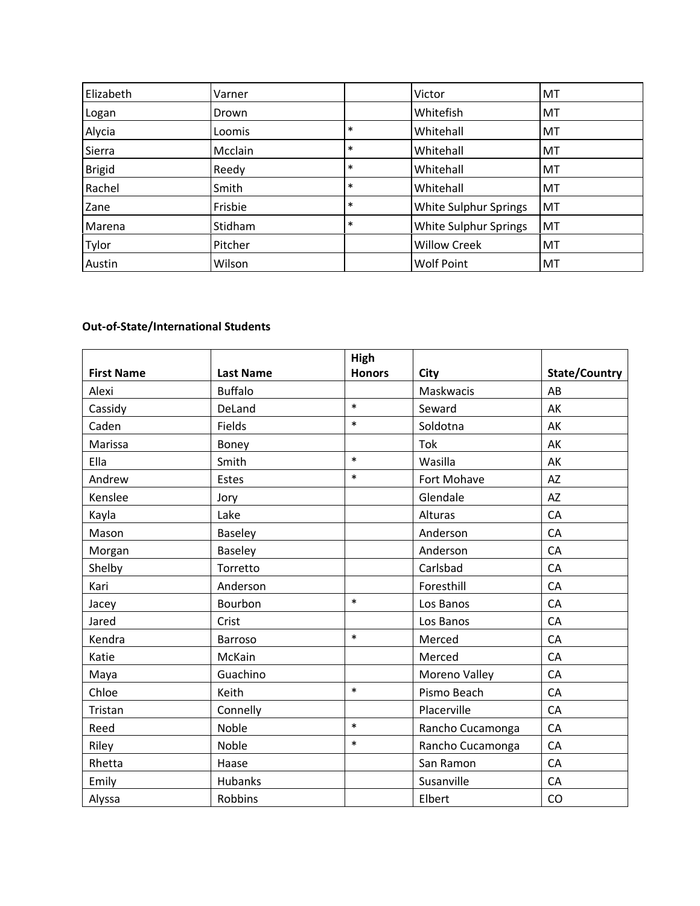| | | | | |
|---|---|---|---|---|
| Elizabeth | Varner | | Victor | MT |
| Logan | Drown | | Whitefish | MT |
| Alycia | Loomis | * | Whitehall | MT |
| Sierra | Mcclain | * | Whitehall | MT |
| Brigid | Reedy | * | Whitehall | MT |
| Rachel | Smith | * | Whitehall | MT |
| Zane | Frisbie | * | White Sulphur Springs | MT |
| Marena | Stidham | * | White Sulphur Springs | MT |
| Tylor | Pitcher | | Willow Creek | MT |
| Austin | Wilson | | Wolf Point | MT |

**Out-of-State/International Students**

| First Name | Last Name | High Honors | City | State/Country |
|---|---|---|---|---|
| Alexi | Buffalo | | Maskwacis | AB |
| Cassidy | DeLand | * | Seward | AK |
| Caden | Fields | * | Soldotna | AK |
| Marissa | Boney | | Tok | AK |
| Ella | Smith | * | Wasilla | AK |
| Andrew | Estes | * | Fort Mohave | AZ |
| Kenslee | Jory | | Glendale | AZ |
| Kayla | Lake | | Alturas | CA |
| Mason | Baseley | | Anderson | CA |
| Morgan | Baseley | | Anderson | CA |
| Shelby | Torretto | | Carlsbad | CA |
| Kari | Anderson | | Foresthill | CA |
| Jacey | Bourbon | * | Los Banos | CA |
| Jared | Crist | | Los Banos | CA |
| Kendra | Barroso | * | Merced | CA |
| Katie | McKain | | Merced | CA |
| Maya | Guachino | | Moreno Valley | CA |
| Chloe | Keith | * | Pismo Beach | CA |
| Tristan | Connelly | | Placerville | CA |
| Reed | Noble | * | Rancho Cucamonga | CA |
| Riley | Noble | * | Rancho Cucamonga | CA |
| Rhetta | Haase | | San Ramon | CA |
| Emily | Hubanks | | Susanville | CA |
| Alyssa | Robbins | | Elbert | CO |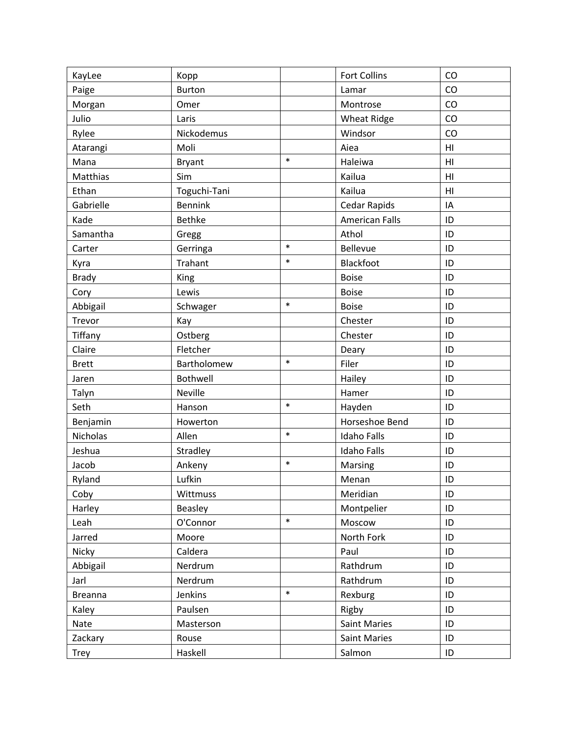| | | | | |
|---|---|---|---|---|
| KayLee | Kopp | | Fort Collins | CO |
| Paige | Burton | | Lamar | CO |
| Morgan | Omer | | Montrose | CO |
| Julio | Laris | | Wheat Ridge | CO |
| Rylee | Nickodemus | | Windsor | CO |
| Atarangi | Moli | | Aiea | HI |
| Mana | Bryant | * | Haleiwa | HI |
| Matthias | Sim | | Kailua | HI |
| Ethan | Toguchi-Tani | | Kailua | HI |
| Gabrielle | Bennink | | Cedar Rapids | IA |
| Kade | Bethke | | American Falls | ID |
| Samantha | Gregg | | Athol | ID |
| Carter | Gerringa | * | Bellevue | ID |
| Kyra | Trahant | * | Blackfoot | ID |
| Brady | King | | Boise | ID |
| Cory | Lewis | | Boise | ID |
| Abbigail | Schwager | * | Boise | ID |
| Trevor | Kay | | Chester | ID |
| Tiffany | Ostberg | | Chester | ID |
| Claire | Fletcher | | Deary | ID |
| Brett | Bartholomew | * | Filer | ID |
| Jaren | Bothwell | | Hailey | ID |
| Talyn | Neville | | Hamer | ID |
| Seth | Hanson | * | Hayden | ID |
| Benjamin | Howerton | | Horseshoe Bend | ID |
| Nicholas | Allen | * | Idaho Falls | ID |
| Jeshua | Stradley | | Idaho Falls | ID |
| Jacob | Ankeny | * | Marsing | ID |
| Ryland | Lufkin | | Menan | ID |
| Coby | Wittmuss | | Meridian | ID |
| Harley | Beasley | | Montpelier | ID |
| Leah | O'Connor | * | Moscow | ID |
| Jarred | Moore | | North Fork | ID |
| Nicky | Caldera | | Paul | ID |
| Abbigail | Nerdrum | | Rathdrum | ID |
| Jarl | Nerdrum | | Rathdrum | ID |
| Breanna | Jenkins | * | Rexburg | ID |
| Kaley | Paulsen | | Rigby | ID |
| Nate | Masterson | | Saint Maries | ID |
| Zackary | Rouse | | Saint Maries | ID |
| Trey | Haskell | | Salmon | ID |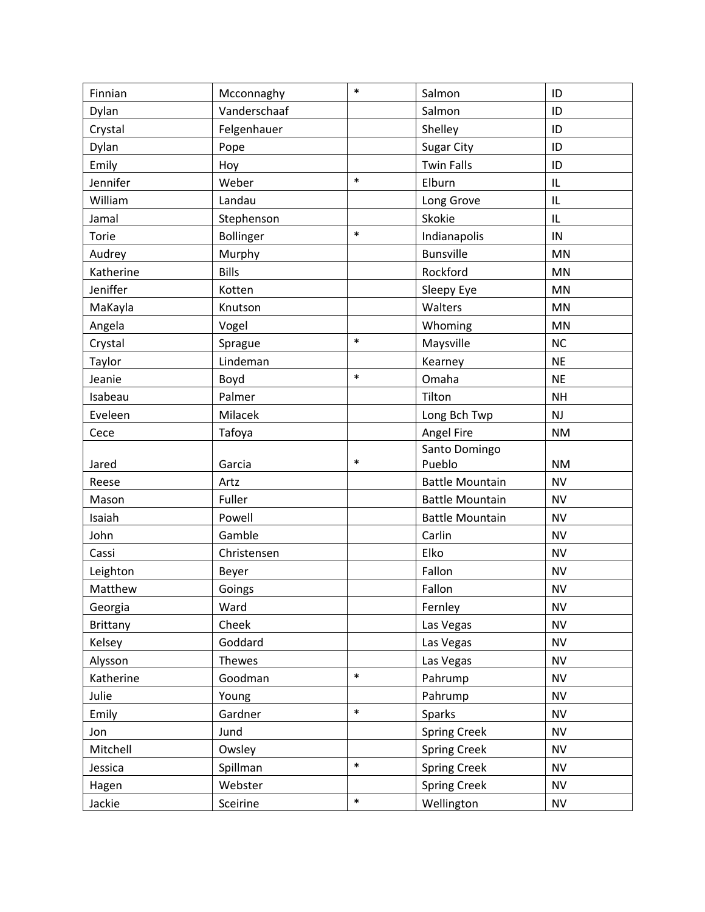| | | | | |
|---|---|---|---|---|
| Finnian | Mcconnaghy | * | Salmon | ID |
| Dylan | Vanderschaaf | | Salmon | ID |
| Crystal | Felgenhauer | | Shelley | ID |
| Dylan | Pope | | Sugar City | ID |
| Emily | Hoy | | Twin Falls | ID |
| Jennifer | Weber | * | Elburn | IL |
| William | Landau | | Long Grove | IL |
| Jamal | Stephenson | | Skokie | IL |
| Torie | Bollinger | * | Indianapolis | IN |
| Audrey | Murphy | | Bunsville | MN |
| Katherine | Bills | | Rockford | MN |
| Jeniffer | Kotten | | Sleepy Eye | MN |
| MaKayla | Knutson | | Walters | MN |
| Angela | Vogel | | Whoming | MN |
| Crystal | Sprague | * | Maysville | NC |
| Taylor | Lindeman | | Kearney | NE |
| Jeanie | Boyd | * | Omaha | NE |
| Isabeau | Palmer | | Tilton | NH |
| Eveleen | Milacek | | Long Bch Twp | NJ |
| Cece | Tafoya | | Angel Fire | NM |
| Jared | Garcia | * | Santo Domingo Pueblo | NM |
| Reese | Artz | | Battle Mountain | NV |
| Mason | Fuller | | Battle Mountain | NV |
| Isaiah | Powell | | Battle Mountain | NV |
| John | Gamble | | Carlin | NV |
| Cassi | Christensen | | Elko | NV |
| Leighton | Beyer | | Fallon | NV |
| Matthew | Goings | | Fallon | NV |
| Georgia | Ward | | Fernley | NV |
| Brittany | Cheek | | Las Vegas | NV |
| Kelsey | Goddard | | Las Vegas | NV |
| Alysson | Thewes | | Las Vegas | NV |
| Katherine | Goodman | * | Pahrump | NV |
| Julie | Young | | Pahrump | NV |
| Emily | Gardner | * | Sparks | NV |
| Jon | Jund | | Spring Creek | NV |
| Mitchell | Owsley | | Spring Creek | NV |
| Jessica | Spillman | * | Spring Creek | NV |
| Hagen | Webster | | Spring Creek | NV |
| Jackie | Sceirine | * | Wellington | NV |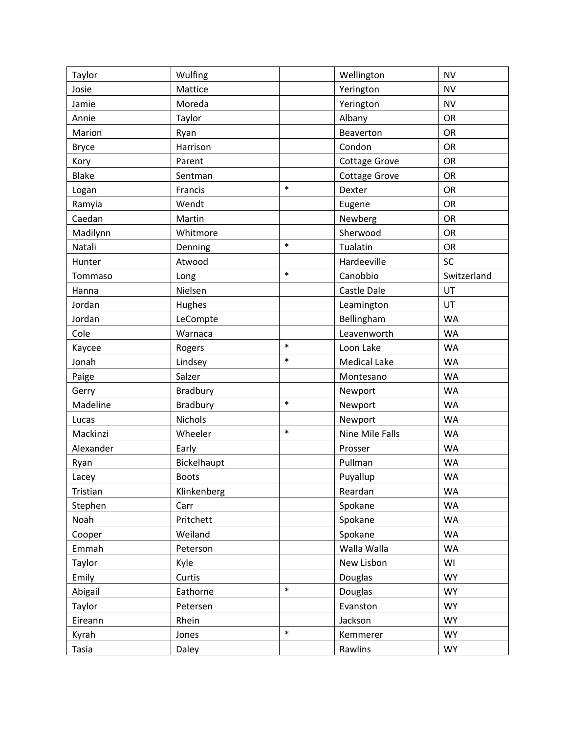| Taylor | Wulfing | | Wellington | NV |
|---|---|---|---|---|
| Josie | Mattice | | Yerington | NV |
| Jamie | Moreda | | Yerington | NV |
| Annie | Taylor | | Albany | OR |
| Marion | Ryan | | Beaverton | OR |
| Bryce | Harrison | | Condon | OR |
| Kory | Parent | | Cottage Grove | OR |
| Blake | Sentman | | Cottage Grove | OR |
| Logan | Francis | * | Dexter | OR |
| Ramyia | Wendt | | Eugene | OR |
| Caedan | Martin | | Newberg | OR |
| Madilynn | Whitmore | | Sherwood | OR |
| Natali | Denning | * | Tualatin | OR |
| Hunter | Atwood | | Hardeeville | SC |
| Tommaso | Long | * | Canobbio | Switzerland |
| Hanna | Nielsen | | Castle Dale | UT |
| Jordan | Hughes | | Leamington | UT |
| Jordan | LeCompte | | Bellingham | WA |
| Cole | Warnaca | | Leavenworth | WA |
| Kaycee | Rogers | * | Loon Lake | WA |
| Jonah | Lindsey | * | Medical Lake | WA |
| Paige | Salzer | | Montesano | WA |
| Gerry | Bradbury | | Newport | WA |
| Madeline | Bradbury | * | Newport | WA |
| Lucas | Nichols | | Newport | WA |
| Mackinzi | Wheeler | * | Nine Mile Falls | WA |
| Alexander | Early | | Prosser | WA |
| Ryan | Bickelhaupt | | Pullman | WA |
| Lacey | Boots | | Puyallup | WA |
| Tristian | Klinkenberg | | Reardan | WA |
| Stephen | Carr | | Spokane | WA |
| Noah | Pritchett | | Spokane | WA |
| Cooper | Weiland | | Spokane | WA |
| Emmah | Peterson | | Walla Walla | WA |
| Taylor | Kyle | | New Lisbon | WI |
| Emily | Curtis | | Douglas | WY |
| Abigail | Eathorne | * | Douglas | WY |
| Taylor | Petersen | | Evanston | WY |
| Eireann | Rhein | | Jackson | WY |
| Kyrah | Jones | * | Kemmerer | WY |
| Tasia | Daley | | Rawlins | WY |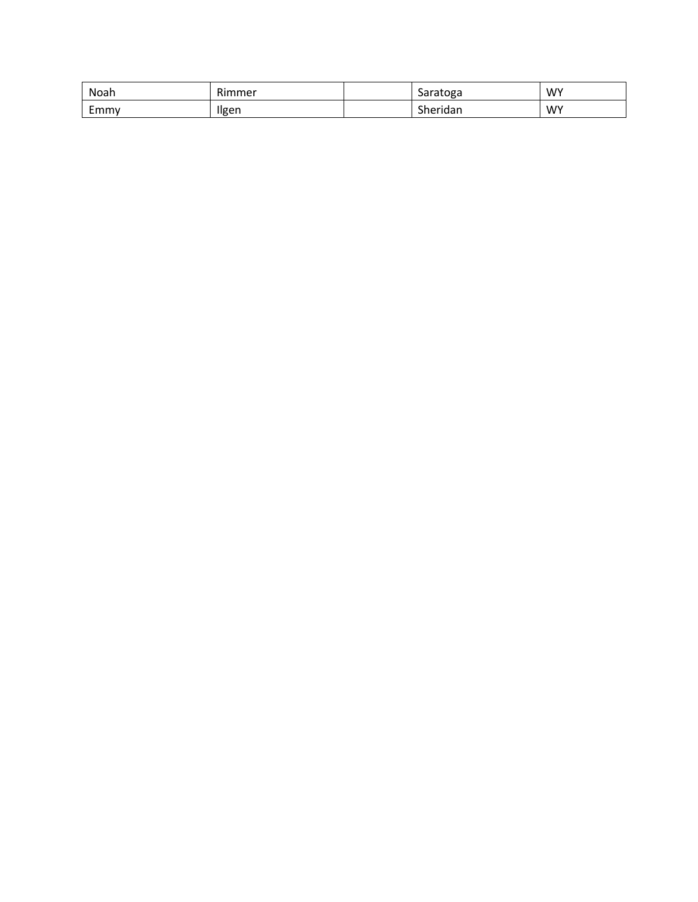| | | | | |
|---|---|---|---|---|
| Noah | Rimmer | | Saratoga | WY |
| Emmy | Ilgen | | Sheridan | WY |